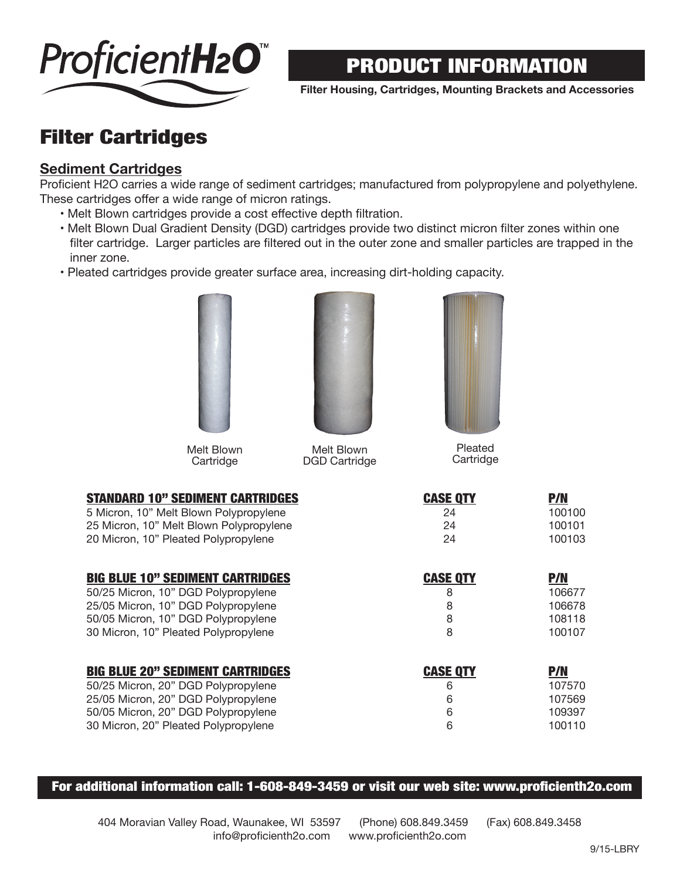# ProficientH2O™

## PRODUCT INFORMATION

**Filter Housing, Cartridges, Mounting Brackets and Accessories**

# Filter Cartridges

## Sediment Cartridges

Proficient H2O carries a wide range of sediment cartridges; manufactured from polypropylene and polyethylene. These cartridges offer a wide range of micron ratings.

- Melt Blown cartridges provide a cost effective depth filtration.
- Melt Blown Dual Gradient Density (DGD) cartridges provide two distinct micron filter zones within one filter cartridge. Larger particles are filtered out in the outer zone and smaller particles are trapped in the inner zone.
- Pleated cartridges provide greater surface area, increasing dirt-holding capacity.

Melt Blown Cartridge

Melt Blown DGD Cartridge

Pleated Cartridge

| STANDARD 10" SEDIMENT CARTRIDGES | CASE QTY | P/N |
|---|---|---|
| 5 Micron, 10" Melt Blown Polypropylene | 24 | 100100 |
| 25 Micron, 10" Melt Blown Polypropylene | 24 | 100101 |
| 20 Micron, 10" Pleated Polypropylene | 24 | 100103 |

| BIG BLUE 10" SEDIMENT CARTRIDGES | CASE QTY | P/N |
|---|---|---|
| 50/25 Micron, 10" DGD Polypropylene | 8 | 106677 |
| 25/05 Micron, 10" DGD Polypropylene | 8 | 106678 |
| 50/05 Micron, 10" DGD Polypropylene | 8 | 108118 |
| 30 Micron, 10" Pleated Polypropylene | 8 | 100107 |

| BIG BLUE 20" SEDIMENT CARTRIDGES | CASE QTY | P/N |
|---|---|---|
| 50/25 Micron, 20" DGD Polypropylene | 6 | 107570 |
| 25/05 Micron, 20" DGD Polypropylene | 6 | 107569 |
| 50/05 Micron, 20" DGD Polypropylene | 6 | 109397 |
| 30 Micron, 20" Pleated Polypropylene | 6 | 100110 |

**For additional information call: 1-608-849-3459 or visit our web site: www.proficienth2o.com**

404 Moravian Valley Road, Waunakee, WI 53597 (Phone) 608.849.3459 (Fax) 608.849.3458
info@proficienth2o.com www.proficienth2o.com

9/15-LBRY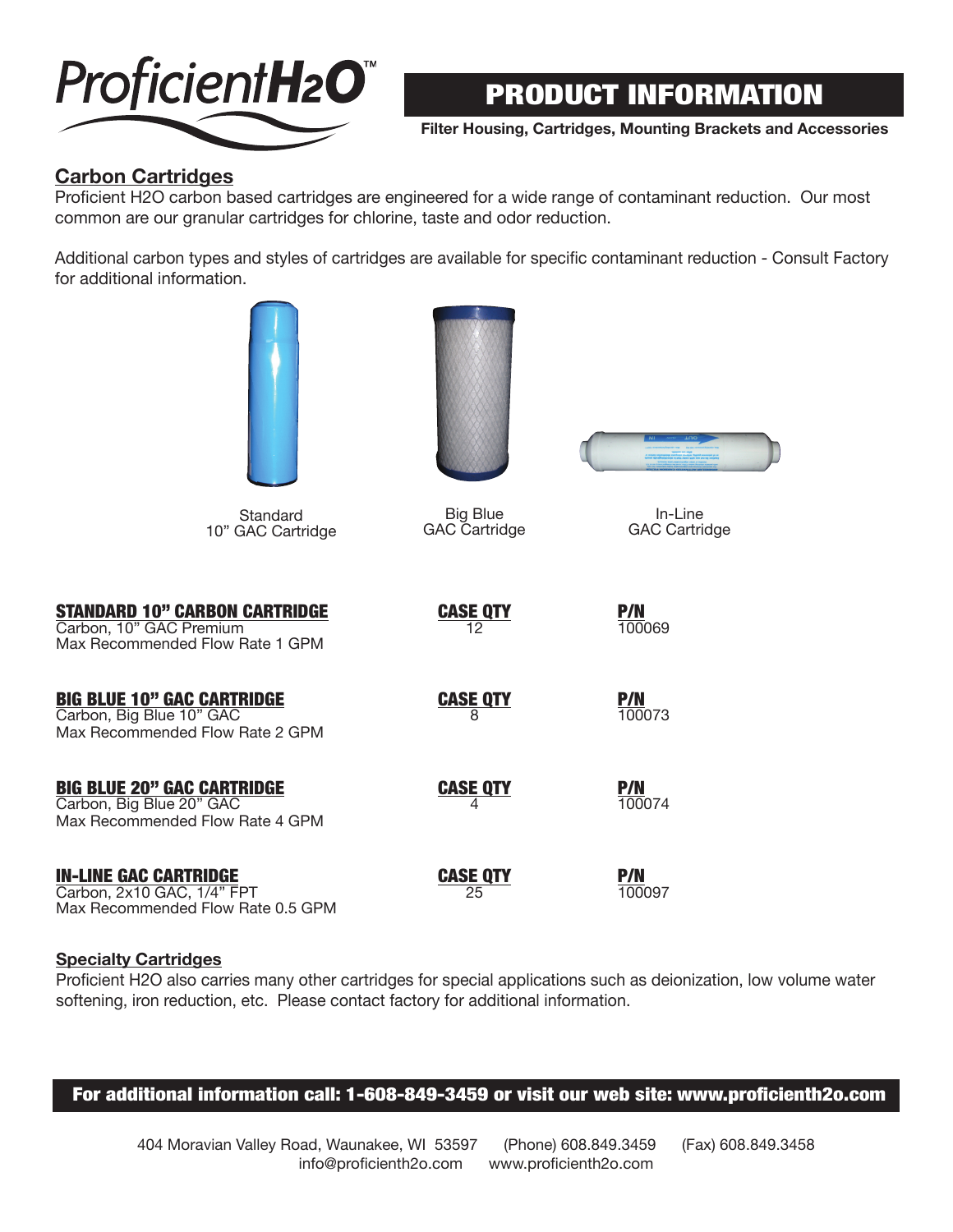# PRODUCT INFORMATION

**Filter Housing, Cartridges, Mounting Brackets and Accessories**

## Carbon Cartridges

Proficient H2O carbon based cartridges are engineered for a wide range of contaminant reduction. Our most common are our granular cartridges for chlorine, taste and odor reduction.

Additional carbon types and styles of cartridges are available for specific contaminant reduction - Consult Factory for additional information.

Standard 10" GAC Cartridge

Big Blue GAC Cartridge

In-Line GAC Cartridge

| Product | CASE QTY | P/N |
|---|---|---|
| **STANDARD 10" CARBON CARTRIDGE**<br>Carbon, 10" GAC Premium<br>Max Recommended Flow Rate 1 GPM | 12 | 100069 |
| **BIG BLUE 10" GAC CARTRIDGE**<br>Carbon, Big Blue 10" GAC<br>Max Recommended Flow Rate 2 GPM | 8 | 100073 |
| **BIG BLUE 20" GAC CARTRIDGE**<br>Carbon, Big Blue 20" GAC<br>Max Recommended Flow Rate 4 GPM | 4 | 100074 |
| **IN-LINE GAC CARTRIDGE**<br>Carbon, 2x10 GAC, 1/4" FPT<br>Max Recommended Flow Rate 0.5 GPM | 25 | 100097 |

## Specialty Cartridges

Proficient H2O also carries many other cartridges for special applications such as deionization, low volume water softening, iron reduction, etc. Please contact factory for additional information.

**For additional information call: 1-608-849-3459 or visit our web site: www.proficienth2o.com**

404 Moravian Valley Road, Waunakee, WI 53597 (Phone) 608.849.3459 (Fax) 608.849.3458
info@proficienth2o.com www.proficienth2o.com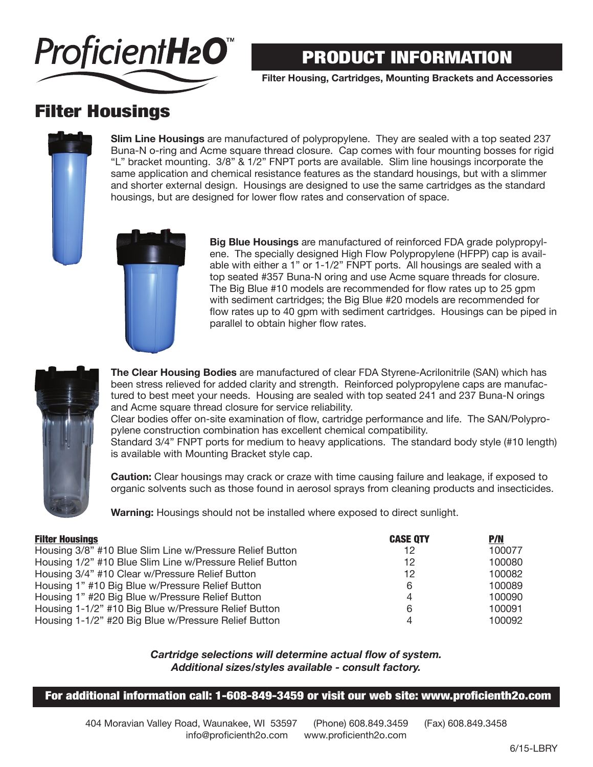ProficientH2O™

# PRODUCT INFORMATION

**Filter Housing, Cartridges, Mounting Brackets and Accessories**

## Filter Housings

**Slim Line Housings** are manufactured of polypropylene. They are sealed with a top seated 237 Buna-N o-ring and Acme square thread closure. Cap comes with four mounting bosses for rigid "L" bracket mounting. 3/8" & 1/2" FNPT ports are available. Slim line housings incorporate the same application and chemical resistance features as the standard housings, but with a slimmer and shorter external design. Housings are designed to use the same cartridges as the standard housings, but are designed for lower flow rates and conservation of space.

**Big Blue Housings** are manufactured of reinforced FDA grade polypropylene. The specially designed High Flow Polypropylene (HFPP) cap is available with either a 1" or 1-1/2" FNPT ports. All housings are sealed with a top seated #357 Buna-N oring and use Acme square threads for closure. The Big Blue #10 models are recommended for flow rates up to 25 gpm with sediment cartridges; the Big Blue #20 models are recommended for flow rates up to 40 gpm with sediment cartridges. Housings can be piped in parallel to obtain higher flow rates.

**The Clear Housing Bodies** are manufactured of clear FDA Styrene-Acrilonitrile (SAN) which has been stress relieved for added clarity and strength. Reinforced polypropylene caps are manufactured to best meet your needs. Housing are sealed with top seated 241 and 237 Buna-N orings and Acme square thread closure for service reliability.
Clear bodies offer on-site examination of flow, cartridge performance and life. The SAN/Polypropylene construction combination has excellent chemical compatibility.
Standard 3/4" FNPT ports for medium to heavy applications. The standard body style (#10 length) is available with Mounting Bracket style cap.

**Caution:** Clear housings may crack or craze with time causing failure and leakage, if exposed to organic solvents such as those found in aerosol sprays from cleaning products and insecticides.

**Warning:** Housings should not be installed where exposed to direct sunlight.

| Filter Housings | CASE QTY | P/N |
|---|---|---|
| Housing 3/8" #10 Blue Slim Line w/Pressure Relief Button | 12 | 100077 |
| Housing 1/2" #10 Blue Slim Line w/Pressure Relief Button | 12 | 100080 |
| Housing 3/4" #10 Clear w/Pressure Relief Button | 12 | 100082 |
| Housing 1" #10 Big Blue w/Pressure Relief Button | 6 | 100089 |
| Housing 1" #20 Big Blue w/Pressure Relief Button | 4 | 100090 |
| Housing 1-1/2" #10 Big Blue w/Pressure Relief Button | 6 | 100091 |
| Housing 1-1/2" #20 Big Blue w/Pressure Relief Button | 4 | 100092 |

***Cartridge selections will determine actual flow of system.***
***Additional sizes/styles available - consult factory.***

**For additional information call: 1-608-849-3459 or visit our web site: www.proficienth2o.com**

404 Moravian Valley Road, Waunakee, WI 53597 (Phone) 608.849.3459 (Fax) 608.849.3458
info@proficienth2o.com www.proficienth2o.com

6/15-LBRY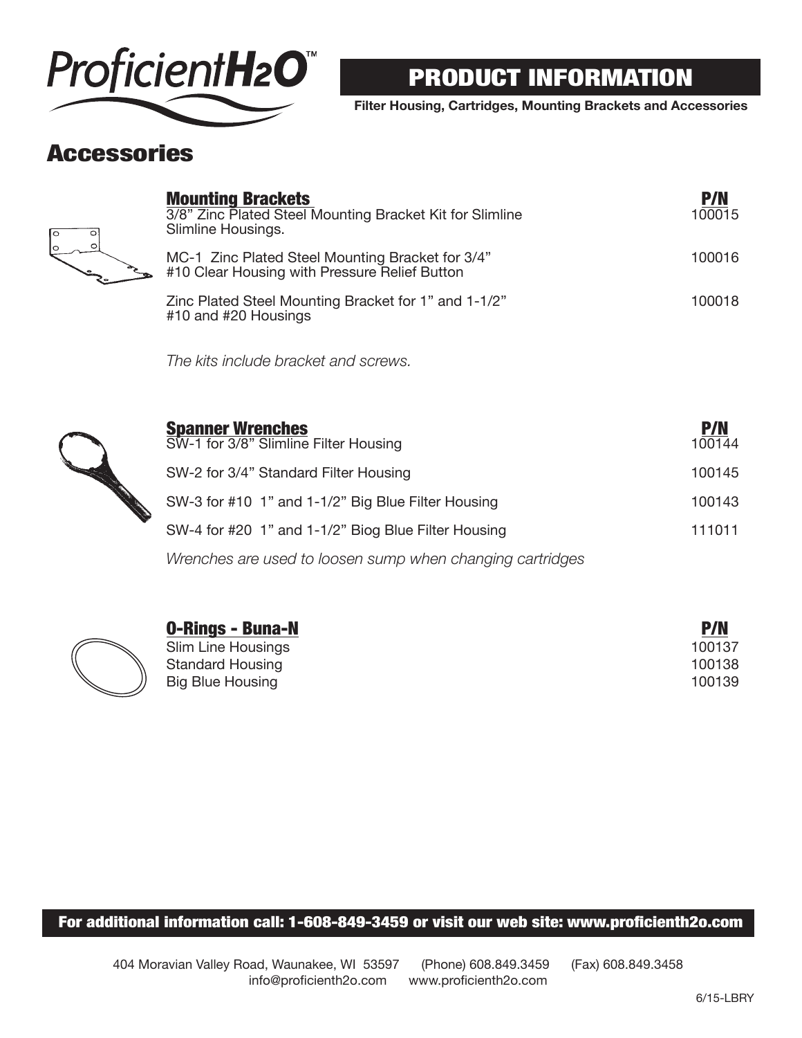# PRODUCT INFORMATION

**Filter Housing, Cartridges, Mounting Brackets and Accessories**

## Accessories

| Mounting Brackets | P/N |
| --- | --- |
| 3/8" Zinc Plated Steel Mounting Bracket Kit for Slimline Slimline Housings. | 100015 |
| MC-1 Zinc Plated Steel Mounting Bracket for 3/4" #10 Clear Housing with Pressure Relief Button | 100016 |
| Zinc Plated Steel Mounting Bracket for 1" and 1-1/2" #10 and #20 Housings | 100018 |

*The kits include bracket and screws.*

| Spanner Wrenches | P/N |
| --- | --- |
| SW-1 for 3/8" Slimline Filter Housing | 100144 |
| SW-2 for 3/4" Standard Filter Housing | 100145 |
| SW-3 for #10 1" and 1-1/2" Big Blue Filter Housing | 100143 |
| SW-4 for #20 1" and 1-1/2" Biog Blue Filter Housing | 111011 |

*Wrenches are used to loosen sump when changing cartridges*

| O-Rings - Buna-N | P/N |
| --- | --- |
| Slim Line Housings | 100137 |
| Standard Housing | 100138 |
| Big Blue Housing | 100139 |

**For additional information call: 1-608-849-3459 or visit our web site: www.proficienth2o.com**

404 Moravian Valley Road, Waunakee, WI 53597 (Phone) 608.849.3459 (Fax) 608.849.3458
info@proficienth2o.com www.proficienth2o.com

6/15-LBRY